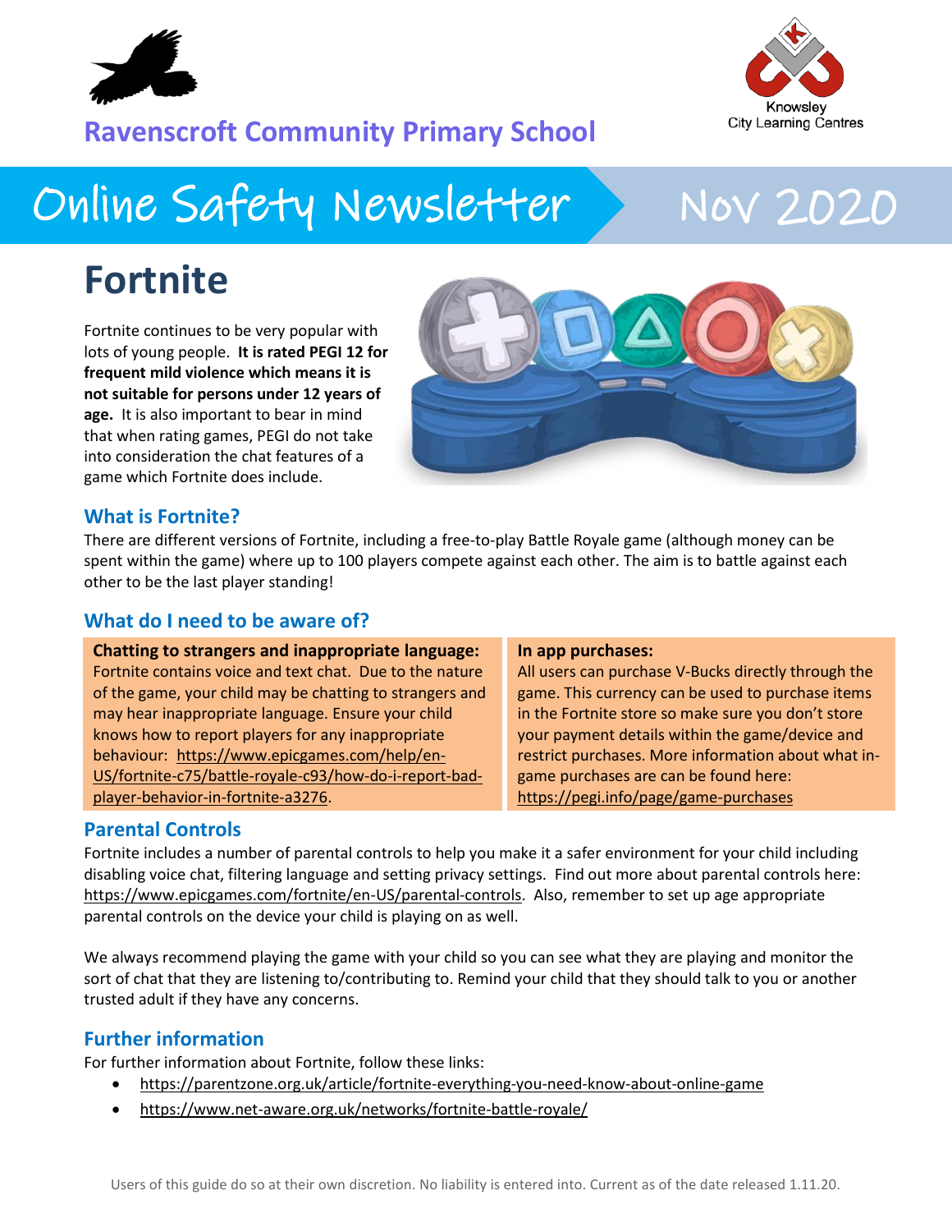Ravenscroft Community Primary School

Knowsley City Learning Centres

# Online Safety Newsletter Nov 2020

## Fortnite

Fortnite continues to be very popular with lots of young people. **It is rated PEGI 12 for frequent mild violence which means it is not suitable for persons under 12 years of age.** It is also important to bear in mind that when rating games, PEGI do not take into consideration the chat features of a game which Fortnite does include.

### What is Fortnite?

There are different versions of Fortnite, including a free-to-play Battle Royale game (although money can be spent within the game) where up to 100 players compete against each other. The aim is to battle against each other to be the last player standing!

### What do I need to be aware of?

**Chatting to strangers and inappropriate language:**
Fortnite contains voice and text chat. Due to the nature of the game, your child may be chatting to strangers and may hear inappropriate language. Ensure your child knows how to report players for any inappropriate behaviour: https://www.epicgames.com/help/en-US/fortnite-c75/battle-royale-c93/how-do-i-report-bad-player-behavior-in-fortnite-a3276.

**In app purchases:**
All users can purchase V-Bucks directly through the game. This currency can be used to purchase items in the Fortnite store so make sure you don't store your payment details within the game/device and restrict purchases. More information about what in-game purchases are can be found here: https://pegi.info/page/game-purchases

### Parental Controls

Fortnite includes a number of parental controls to help you make it a safer environment for your child including disabling voice chat, filtering language and setting privacy settings. Find out more about parental controls here: https://www.epicgames.com/fortnite/en-US/parental-controls. Also, remember to set up age appropriate parental controls on the device your child is playing on as well.

We always recommend playing the game with your child so you can see what they are playing and monitor the sort of chat that they are listening to/contributing to. Remind your child that they should talk to you or another trusted adult if they have any concerns.

### Further information

For further information about Fortnite, follow these links:

- https://parentzone.org.uk/article/fortnite-everything-you-need-know-about-online-game
- https://www.net-aware.org.uk/networks/fortnite-battle-royale/

Users of this guide do so at their own discretion. No liability is entered into. Current as of the date released 1.11.20.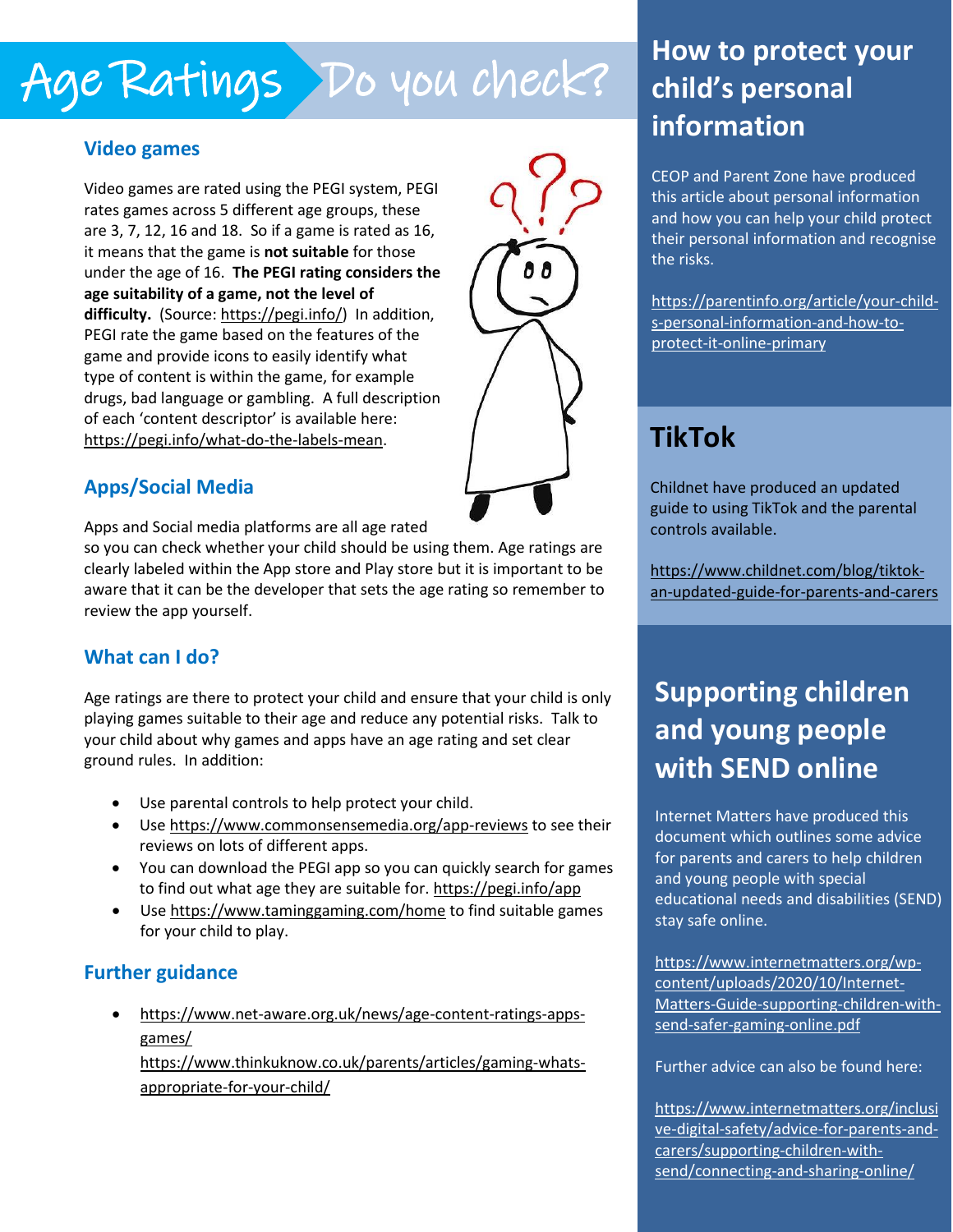# Age Ratings Do you check?

## Video games

Video games are rated using the PEGI system, PEGI rates games across 5 different age groups, these are 3, 7, 12, 16 and 18. So if a game is rated as 16, it means that the game is **not suitable** for those under the age of 16. **The PEGI rating considers the age suitability of a game, not the level of difficulty.** (Source: https://pegi.info/) In addition, PEGI rate the game based on the features of the game and provide icons to easily identify what type of content is within the game, for example drugs, bad language or gambling. A full description of each 'content descriptor' is available here: https://pegi.info/what-do-the-labels-mean.

## Apps/Social Media

Apps and Social media platforms are all age rated so you can check whether your child should be using them. Age ratings are clearly labeled within the App store and Play store but it is important to be aware that it can be the developer that sets the age rating so remember to review the app yourself.

## What can I do?

Age ratings are there to protect your child and ensure that your child is only playing games suitable to their age and reduce any potential risks. Talk to your child about why games and apps have an age rating and set clear ground rules. In addition:

- Use parental controls to help protect your child.
- Use https://www.commonsensemedia.org/app-reviews to see their reviews on lots of different apps.
- You can download the PEGI app so you can quickly search for games to find out what age they are suitable for. https://pegi.info/app
- Use https://www.taminggaming.com/home to find suitable games for your child to play.

## Further guidance

- https://www.net-aware.org.uk/news/age-content-ratings-apps-games/
  https://www.thinkuknow.co.uk/parents/articles/gaming-whats-appropriate-for-your-child/

# How to protect your child's personal information

CEOP and Parent Zone have produced this article about personal information and how you can help your child protect their personal information and recognise the risks.

https://parentinfo.org/article/your-child-s-personal-information-and-how-to-protect-it-online-primary

# TikTok

Childnet have produced an updated guide to using TikTok and the parental controls available.

https://www.childnet.com/blog/tiktok-an-updated-guide-for-parents-and-carers

# Supporting children and young people with SEND online

Internet Matters have produced this document which outlines some advice for parents and carers to help children and young people with special educational needs and disabilities (SEND) stay safe online.

https://www.internetmatters.org/wp-content/uploads/2020/10/Internet-Matters-Guide-supporting-children-with-send-safer-gaming-online.pdf

Further advice can also be found here:

https://www.internetmatters.org/inclusive-digital-safety/advice-for-parents-and-carers/supporting-children-with-send/connecting-and-sharing-online/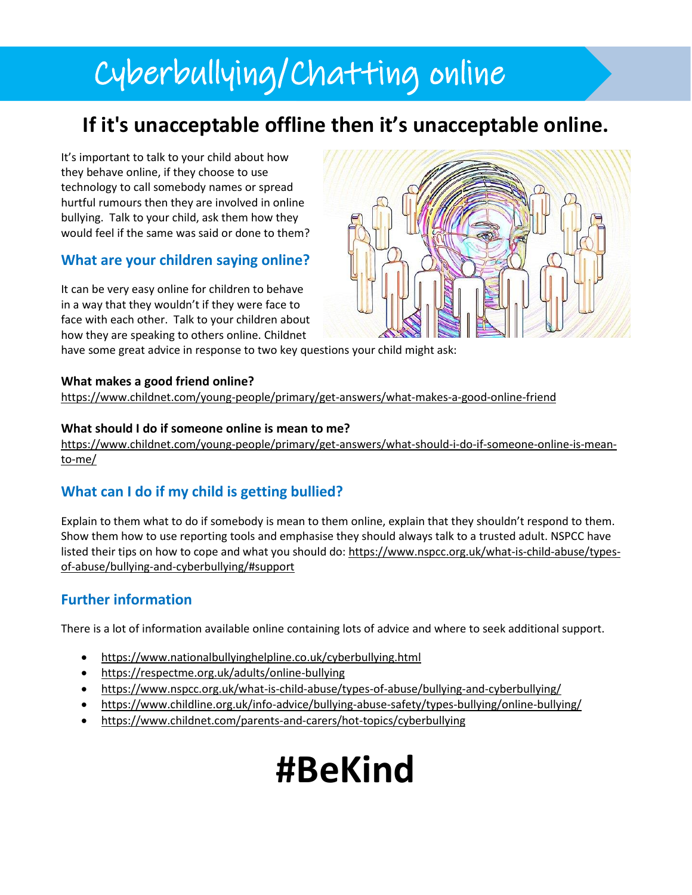# Cyberbullying/Chatting online

## If it's unacceptable offline then it's unacceptable online.

It's important to talk to your child about how they behave online, if they choose to use technology to call somebody names or spread hurtful rumours then they are involved in online bullying. Talk to your child, ask them how they would feel if the same was said or done to them?

### What are your children saying online?

It can be very easy online for children to behave in a way that they wouldn't if they were face to face with each other. Talk to your children about how they are speaking to others online. Childnet have some great advice in response to two key questions your child might ask:

**What makes a good friend online?**
https://www.childnet.com/young-people/primary/get-answers/what-makes-a-good-online-friend

**What should I do if someone online is mean to me?**
https://www.childnet.com/young-people/primary/get-answers/what-should-i-do-if-someone-online-is-mean-to-me/

### What can I do if my child is getting bullied?

Explain to them what to do if somebody is mean to them online, explain that they shouldn't respond to them. Show them how to use reporting tools and emphasise they should always talk to a trusted adult. NSPCC have listed their tips on how to cope and what you should do: https://www.nspcc.org.uk/what-is-child-abuse/types-of-abuse/bullying-and-cyberbullying/#support

### Further information

There is a lot of information available online containing lots of advice and where to seek additional support.

- https://www.nationalbullyinghelpline.co.uk/cyberbullying.html
- https://respectme.org.uk/adults/online-bullying
- https://www.nspcc.org.uk/what-is-child-abuse/types-of-abuse/bullying-and-cyberbullying/
- https://www.childline.org.uk/info-advice/bullying-abuse-safety/types-bullying/online-bullying/
- https://www.childnet.com/parents-and-carers/hot-topics/cyberbullying

# #BeKind